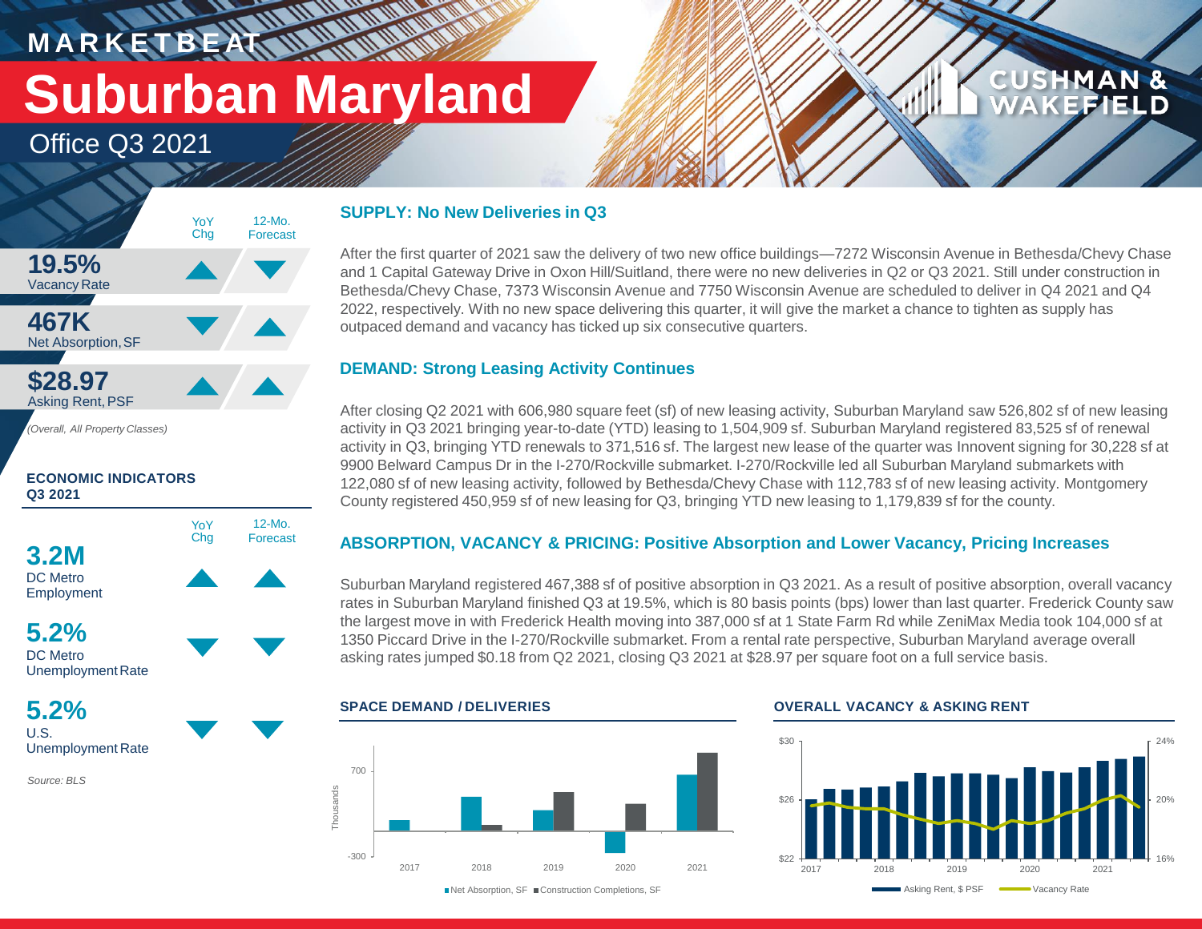MARKETBEAT

# Suburban Maryland

## Office Q3 2021

CUSHMAN & WAKEFIELD

| | YoY Chg | 12-Mo. Forecast |
|---|---|---|
| **19.5%** Vacancy Rate | ▲ | ▼ |
| **467K** Net Absorption, SF | ▼ | ▲ |
| **$28.97** Asking Rent, PSF | ▲ | ▲ |

*(Overall, All Property Classes)*

### ECONOMIC INDICATORS Q3 2021

| | YoY Chg | 12-Mo. Forecast |
|---|---|---|
| **3.2M** DC Metro Employment | ▲ | ▲ |
| **5.2%** DC Metro Unemployment Rate | ▼ | ▼ |
| **5.2%** U.S. Unemployment Rate | ▼ | ▼ |

*Source: BLS*

### SUPPLY: No New Deliveries in Q3

After the first quarter of 2021 saw the delivery of two new office buildings—7272 Wisconsin Avenue in Bethesda/Chevy Chase and 1 Capital Gateway Drive in Oxon Hill/Suitland, there were no new deliveries in Q2 or Q3 2021. Still under construction in Bethesda/Chevy Chase, 7373 Wisconsin Avenue and 7750 Wisconsin Avenue are scheduled to deliver in Q4 2021 and Q4 2022, respectively. With no new space delivering this quarter, it will give the market a chance to tighten as supply has outpaced demand and vacancy has ticked up six consecutive quarters.

### DEMAND: Strong Leasing Activity Continues

After closing Q2 2021 with 606,980 square feet (sf) of new leasing activity, Suburban Maryland saw 526,802 sf of new leasing activity in Q3 2021 bringing year-to-date (YTD) leasing to 1,504,909 sf. Suburban Maryland registered 83,525 sf of renewal activity in Q3, bringing YTD renewals to 371,516 sf. The largest new lease of the quarter was Innovent signing for 30,228 sf at 9900 Belward Campus Dr in the I-270/Rockville submarket. I-270/Rockville led all Suburban Maryland submarkets with 122,080 sf of new leasing activity, followed by Bethesda/Chevy Chase with 112,783 sf of new leasing activity. Montgomery County registered 450,959 sf of new leasing for Q3, bringing YTD new leasing to 1,179,839 sf for the county.

### ABSORPTION, VACANCY & PRICING: Positive Absorption and Lower Vacancy, Pricing Increases

Suburban Maryland registered 467,388 sf of positive absorption in Q3 2021. As a result of positive absorption, overall vacancy rates in Suburban Maryland finished Q3 at 19.5%, which is 80 basis points (bps) lower than last quarter. Frederick County saw the largest move in with Frederick Health moving into 387,000 sf at 1 State Farm Rd while ZeniMax Media took 104,000 sf at 1350 Piccard Drive in the I-270/Rockville submarket. From a rental rate perspective, Suburban Maryland average overall asking rates jumped $0.18 from Q2 2021, closing Q3 2021 at $28.97 per square foot on a full service basis.

#### SPACE DEMAND / DELIVERIES

Net Absorption, SF ■ Construction Completions, SF (Thousands; 2017–2021)

#### OVERALL VACANCY & ASKING RENT

Asking Rent, $ PSF — Vacancy Rate (2017–2021)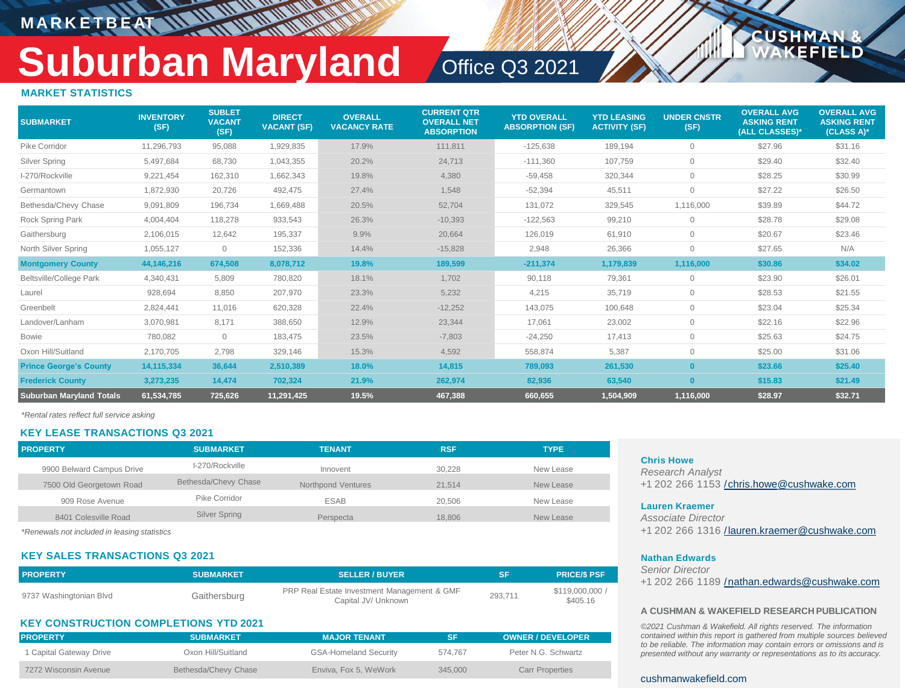**MARKETBEAT**

# Suburban Maryland

Office Q3 2021

CUSHMAN & WAKEFIELD

## MARKET STATISTICS

| SUBMARKET | INVENTORY (SF) | SUBLET VACANT (SF) | DIRECT VACANT (SF) | OVERALL VACANCY RATE | CURRENT QTR OVERALL NET ABSORPTION | YTD OVERALL ABSORPTION (SF) | YTD LEASING ACTIVITY (SF) | UNDER CNSTR (SF) | OVERALL AVG ASKING RENT (ALL CLASSES)* | OVERALL AVG ASKING RENT (CLASS A)* |
|---|---|---|---|---|---|---|---|---|---|---|
| Pike Corridor | 11,296,793 | 95,088 | 1,929,835 | 17.9% | 111,811 | -125,638 | 189,194 | 0 | $27.96 | $31.16 |
| Silver Spring | 5,497,684 | 68,730 | 1,043,355 | 20.2% | 24,713 | -111,360 | 107,759 | 0 | $29.40 | $32.40 |
| I-270/Rockville | 9,221,454 | 162,310 | 1,662,343 | 19.8% | 4,380 | -59,458 | 320,344 | 0 | $28.25 | $30.99 |
| Germantown | 1,872,930 | 20,726 | 492,475 | 27.4% | 1,548 | -52,394 | 45,511 | 0 | $27.22 | $26.50 |
| Bethesda/Chevy Chase | 9,091,809 | 196,734 | 1,669,488 | 20.5% | 52,704 | 131,072 | 329,545 | 1,116,000 | $39.89 | $44.72 |
| Rock Spring Park | 4,004,404 | 118,278 | 933,543 | 26.3% | -10,393 | -122,563 | 99,210 | 0 | $28.78 | $29.08 |
| Gaithersburg | 2,106,015 | 12,642 | 195,337 | 9.9% | 20,664 | 126,019 | 61,910 | 0 | $20.67 | $23.46 |
| North Silver Spring | 1,055,127 | 0 | 152,336 | 14.4% | -15,828 | 2,948 | 26,366 | 0 | $27.65 | N/A |
| **Montgomery County** | **44,146,216** | **674,508** | **8,078,712** | **19.8%** | **189,599** | **-211,374** | **1,179,839** | **1,116,000** | **$30.86** | **$34.02** |
| Beltsville/College Park | 4,340,431 | 5,809 | 780,820 | 18.1% | 1,702 | 90,118 | 79,361 | 0 | $23.90 | $26.01 |
| Laurel | 928,694 | 8,850 | 207,970 | 23.3% | 5,232 | 4,215 | 35,719 | 0 | $28.53 | $21.55 |
| Greenbelt | 2,824,441 | 11,016 | 620,328 | 22.4% | -12,252 | 143,075 | 100,648 | 0 | $23.04 | $25.34 |
| Landover/Lanham | 3,070,981 | 8,171 | 388,650 | 12.9% | 23,344 | 17,061 | 23,002 | 0 | $22.16 | $22.96 |
| Bowie | 780,082 | 0 | 183,475 | 23.5% | -7,803 | -24,250 | 17,413 | 0 | $25.63 | $24.75 |
| Oxon Hill/Suitland | 2,170,705 | 2,798 | 329,146 | 15.3% | 4,592 | 558,874 | 5,387 | 0 | $25.00 | $31.06 |
| **Prince George's County** | **14,115,334** | **36,644** | **2,510,389** | **18.0%** | **14,815** | **789,093** | **261,530** | **0** | **$23.66** | **$25.40** |
| **Frederick County** | **3,273,235** | **14,474** | **702,324** | **21.9%** | **262,974** | **82,936** | **63,540** | **0** | **$15.83** | **$21.49** |
| **Suburban Maryland Totals** | **61,534,785** | **725,626** | **11,291,425** | **19.5%** | **467,388** | **660,655** | **1,504,909** | **1,116,000** | **$28.97** | **$32.71** |

*Rental rates reflect full service asking*

## KEY LEASE TRANSACTIONS Q3 2021

| PROPERTY | SUBMARKET | TENANT | RSF | TYPE |
|---|---|---|---|---|
| 9900 Belward Campus Drive | I-270/Rockville | Innovent | 30,228 | New Lease |
| 7500 Old Georgetown Road | Bethesda/Chevy Chase | Northpond Ventures | 21,514 | New Lease |
| 909 Rose Avenue | Pike Corridor | ESAB | 20,506 | New Lease |
| 8401 Colesville Road | Silver Spring | Perspecta | 18,806 | New Lease |

*Renewals not included in leasing statistics*

## KEY SALES TRANSACTIONS Q3 2021

| PROPERTY | SUBMARKET | SELLER / BUYER | SF | PRICE/$ PSF |
|---|---|---|---|---|
| 9737 Washingtonian Blvd | Gaithersburg | PRP Real Estate Investment Management & GMF Capital JV/ Unknown | 293,711 | $119,000,000 / $405.16 |

## KEY CONSTRUCTION COMPLETIONS YTD 2021

| PROPERTY | SUBMARKET | MAJOR TENANT | SF | OWNER / DEVELOPER |
|---|---|---|---|---|
| 1 Capital Gateway Drive | Oxon Hill/Suitland | GSA-Homeland Security | 574,767 | Peter N.G. Schwartz |
| 7272 Wisconsin Avenue | Bethesda/Chevy Chase | Enviva, Fox 5, WeWork | 345,000 | Carr Properties |

**Chris Howe**
*Research Analyst*
+1 202 266 1153 /chris.howe@cushwake.com

**Lauren Kraemer**
*Associate Director*
+1 202 266 1316 /lauren.kraemer@cushwake.com

**Nathan Edwards**
*Senior Director*
+1 202 266 1189 /nathan.edwards@cushwake.com

**A CUSHMAN & WAKEFIELD RESEARCH PUBLICATION**

*©2021 Cushman & Wakefield. All rights reserved. The information contained within this report is gathered from multiple sources believed to be reliable. The information may contain errors or omissions and is presented without any warranty or representations as to its accuracy.*

cushmanwakefield.com